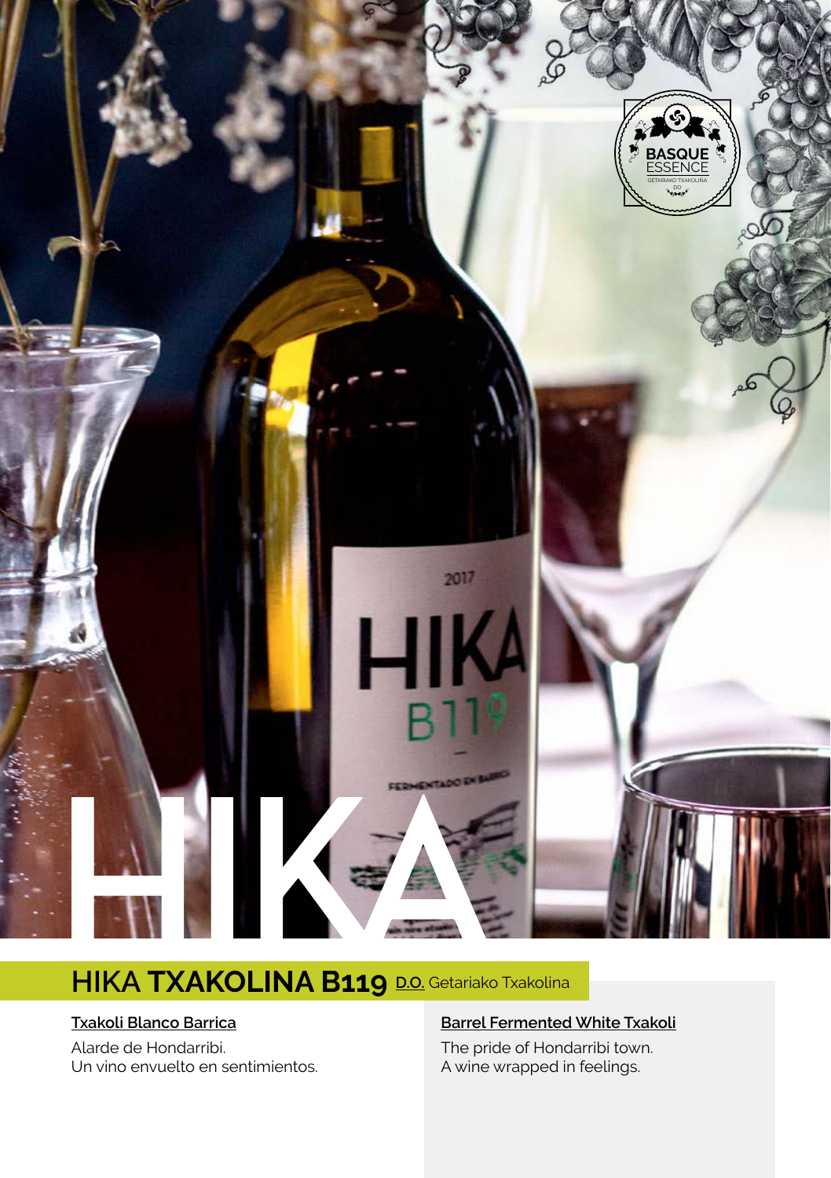# HIKA

## HIKA TXAKOLINA B119 D.O. Getariako Txakolina

**Txakoli Blanco Barrica**

Alarde de Hondarribi.
Un vino envuelto en sentimientos.

**Barrel Fermented White Txakoli**

The pride of Hondarribi town.
A wine wrapped in feelings.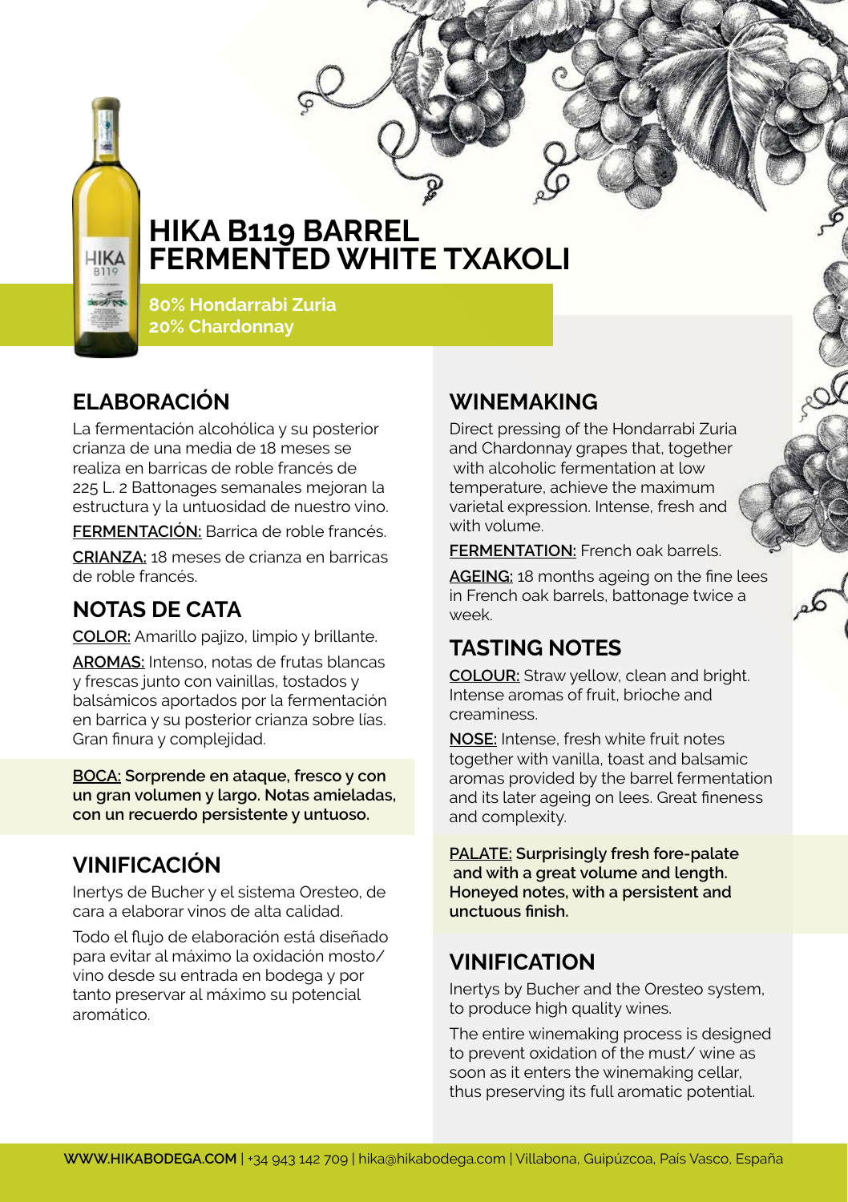# HIKA B119 BARREL FERMENTED WHITE TXAKOLI

**80% Hondarrabi Zuria**
**20% Chardonnay**

## ELABORACIÓN

La fermentación alcohólica y su posterior crianza de una media de 18 meses se realiza en barricas de roble francés de 225 L. 2 Battonages semanales mejoran la estructura y la untuosidad de nuestro vino.

**FERMENTACIÓN:** Barrica de roble francés.

**CRIANZA:** 18 meses de crianza en barricas de roble francés.

## NOTAS DE CATA

**COLOR:** Amarillo pajizo, limpio y brillante.

**AROMAS:** Intenso, notas de frutas blancas y frescas junto con vainillas, tostados y balsámicos aportados por la fermentación en barrica y su posterior crianza sobre lías. Gran finura y complejidad.

**BOCA: Sorprende en ataque, fresco y con un gran volumen y largo. Notas amieladas, con un recuerdo persistente y untuoso.**

## VINIFICACIÓN

Inertys de Bucher y el sistema Oresteo, de cara a elaborar vinos de alta calidad.

Todo el flujo de elaboración está diseñado para evitar al máximo la oxidación mosto/ vino desde su entrada en bodega y por tanto preservar al máximo su potencial aromático.

## WINEMAKING

Direct pressing of the Hondarrabi Zuria and Chardonnay grapes that, together with alcoholic fermentation at low temperature, achieve the maximum varietal expression. Intense, fresh and with volume.

**FERMENTATION:** French oak barrels.

**AGEING:** 18 months ageing on the fine lees in French oak barrels, battonage twice a week.

## TASTING NOTES

**COLOUR:** Straw yellow, clean and bright. Intense aromas of fruit, brioche and creaminess.

**NOSE:** Intense, fresh white fruit notes together with vanilla, toast and balsamic aromas provided by the barrel fermentation and its later ageing on lees. Great fineness and complexity.

**PALATE: Surprisingly fresh fore-palate and with a great volume and length. Honeyed notes, with a persistent and unctuous finish.**

## VINIFICATION

Inertys by Bucher and the Oresteo system, to produce high quality wines.

The entire winemaking process is designed to prevent oxidation of the must/ wine as soon as it enters the winemaking cellar, thus preserving its full aromatic potential.

**WWW.HIKABODEGA.COM** | +34 943 142 709 | hika@hikabodega.com | Villabona, Guipúzcoa, País Vasco, España